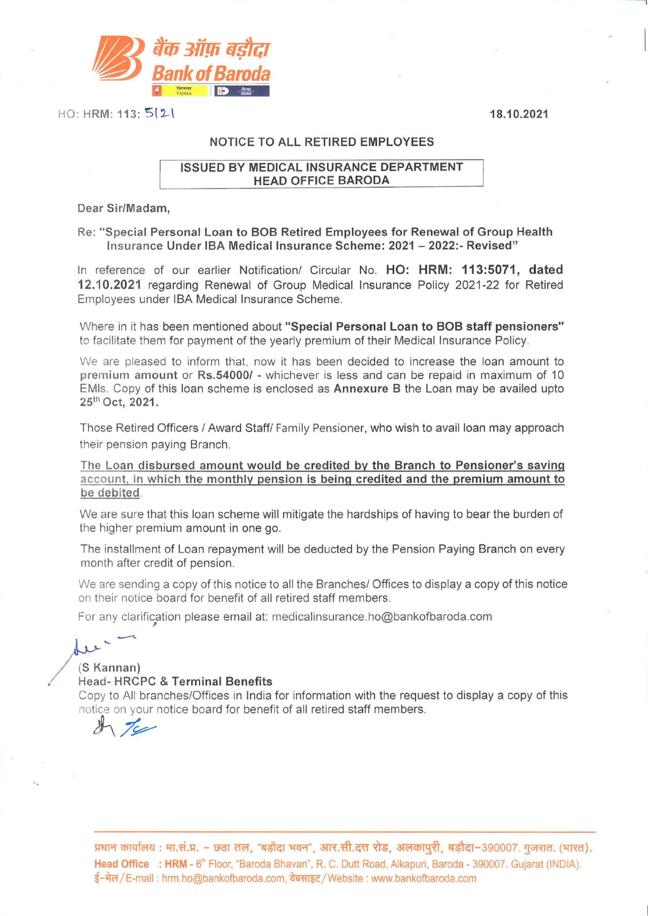बैंक ऑफ़ बड़ौदा
Bank of Baroda

HO: HRM: 113: 5121

18.10.2021

## NOTICE TO ALL RETIRED EMPLOYEES

**ISSUED BY MEDICAL INSURANCE DEPARTMENT HEAD OFFICE BARODA**

Dear Sir/Madam,

**Re: "Special Personal Loan to BOB Retired Employees for Renewal of Group Health Insurance Under IBA Medical Insurance Scheme: 2021 – 2022:- Revised"**

In reference of our earlier Notification/ Circular No. **HO: HRM: 113:5071, dated 12.10.2021** regarding Renewal of Group Medical Insurance Policy 2021-22 for Retired Employees under IBA Medical Insurance Scheme.

Where in it has been mentioned about **"Special Personal Loan to BOB staff pensioners"** to facilitate them for payment of the yearly premium of their Medical Insurance Policy.

We are pleased to inform that, now it has been decided to increase the loan amount to **premium amount** or **Rs.54000/** - whichever is less and can be repaid in maximum of 10 EMIs. Copy of this loan scheme is enclosed as **Annexure B** the Loan may be availed upto **25th Oct, 2021.**

Those Retired Officers / Award Staff/ Family Pensioner, who wish to avail loan may approach their pension paying Branch.

<u>The Loan disbursed amount would be credited by the Branch to Pensioner's saving account, in which the monthly pension is being credited and the premium amount to be debited</u>.

We are sure that this loan scheme will mitigate the hardships of having to bear the burden of the higher premium amount in one go.

The installment of Loan repayment will be deducted by the Pension Paying Branch on every month after credit of pension.

We are sending a copy of this notice to all the Branches/ Offices to display a copy of this notice on their notice board for benefit of all retired staff members.

For any clarification please email at: medicalinsurance.ho@bankofbaroda.com

(S Kannan)
**Head- HRCPC & Terminal Benefits**

Copy to All branches/Offices in India for information with the request to display a copy of this notice on your notice board for benefit of all retired staff members.

प्रधान कार्यालय : मा.सं.प्र. – छठा तल, "बड़ौदा भवन", आर.सी.दत्त रोड, अलकापुरी, बड़ौदा–390007. गुजरात. (भारत).
**Head Office : HRM** - 6th Floor, "Baroda Bhavan", R. C. Dutt Road, Alkapuri, Baroda - 390007. Gujarat (INDIA).
ई–मेल/E-mail : hrm.ho@bankofbaroda.com, वेबसाइट/Website : www.bankofbaroda.com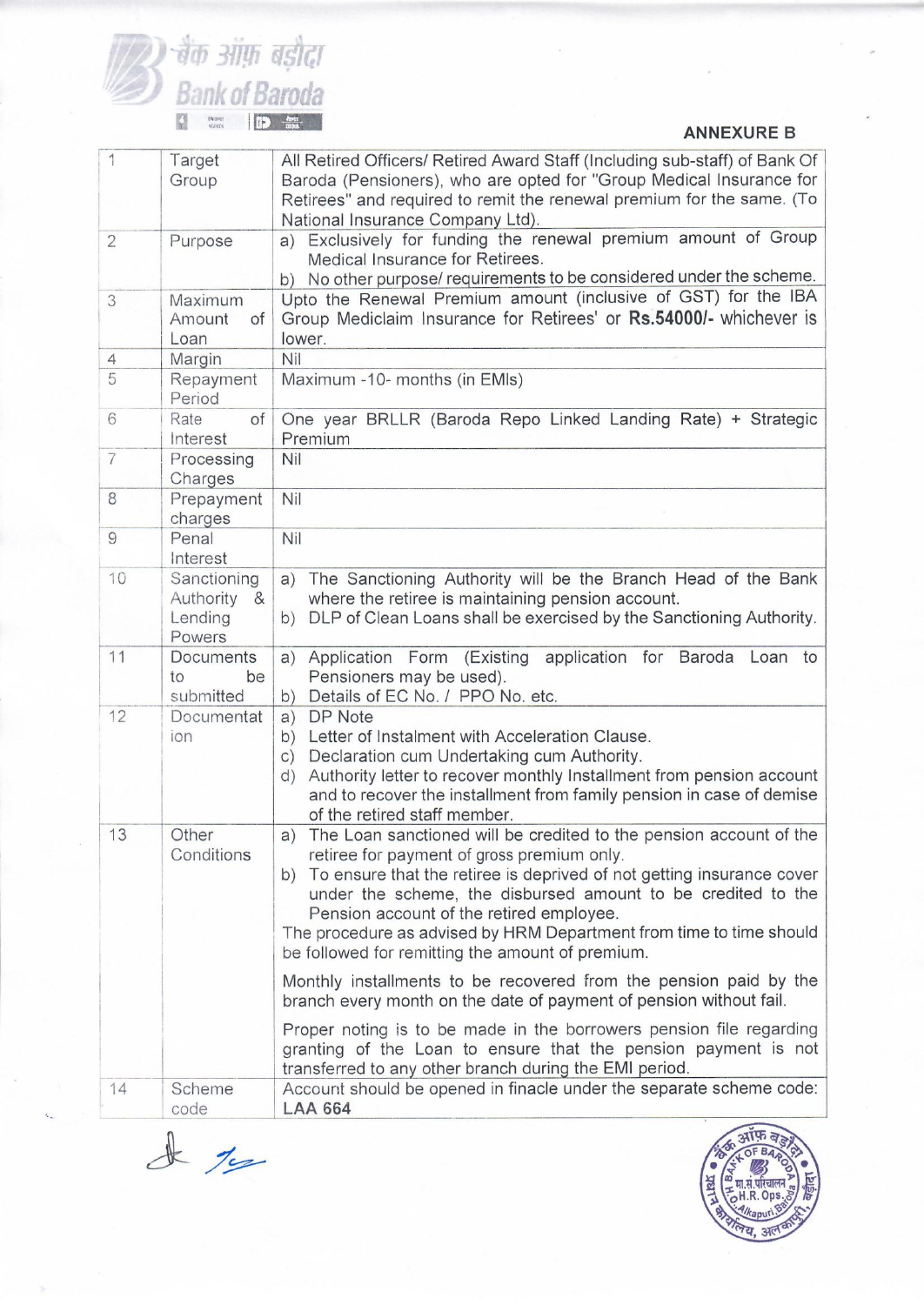## ANNEXURE B

| | | |
|---|---|---|
| 1 | Target Group | All Retired Officers/ Retired Award Staff (Including sub-staff) of Bank Of Baroda (Pensioners), who are opted for "Group Medical Insurance for Retirees" and required to remit the renewal premium for the same. (To National Insurance Company Ltd). |
| 2 | Purpose | a) Exclusively for funding the renewal premium amount of Group Medical Insurance for Retirees.<br>b) No other purpose/ requirements to be considered under the scheme. |
| 3 | Maximum Amount of Loan | Upto the Renewal Premium amount (inclusive of GST) for the IBA Group Mediclaim Insurance for Retirees' or **Rs.54000/-** whichever is lower. |
| 4 | Margin | Nil |
| 5 | Repayment Period | Maximum -10- months (in EMIs) |
| 6 | Rate of Interest | One year BRLLR (Baroda Repo Linked Landing Rate) + Strategic Premium |
| 7 | Processing Charges | Nil |
| 8 | Prepayment charges | Nil |
| 9 | Penal Interest | Nil |
| 10 | Sanctioning Authority & Lending Powers | a) The Sanctioning Authority will be the Branch Head of the Bank where the retiree is maintaining pension account.<br>b) DLP of Clean Loans shall be exercised by the Sanctioning Authority. |
| 11 | Documents to be submitted | a) Application Form (Existing application for Baroda Loan to Pensioners may be used).<br>b) Details of EC No. / PPO No. etc. |
| 12 | Documentation | a) DP Note<br>b) Letter of Instalment with Acceleration Clause.<br>c) Declaration cum Undertaking cum Authority.<br>d) Authority letter to recover monthly Installment from pension account and to recover the installment from family pension in case of demise of the retired staff member. |
| 13 | Other Conditions | a) The Loan sanctioned will be credited to the pension account of the retiree for payment of gross premium only.<br>b) To ensure that the retiree is deprived of not getting insurance cover under the scheme, the disbursed amount to be credited to the Pension account of the retired employee.<br>The procedure as advised by HRM Department from time to time should be followed for remitting the amount of premium.<br>Monthly installments to be recovered from the pension paid by the branch every month on the date of payment of pension without fail.<br>Proper noting is to be made in the borrowers pension file regarding granting of the Loan to ensure that the pension payment is not transferred to any other branch during the EMI period. |
| 14 | Scheme code | Account should be opened in finacle under the separate scheme code: **LAA 664** |